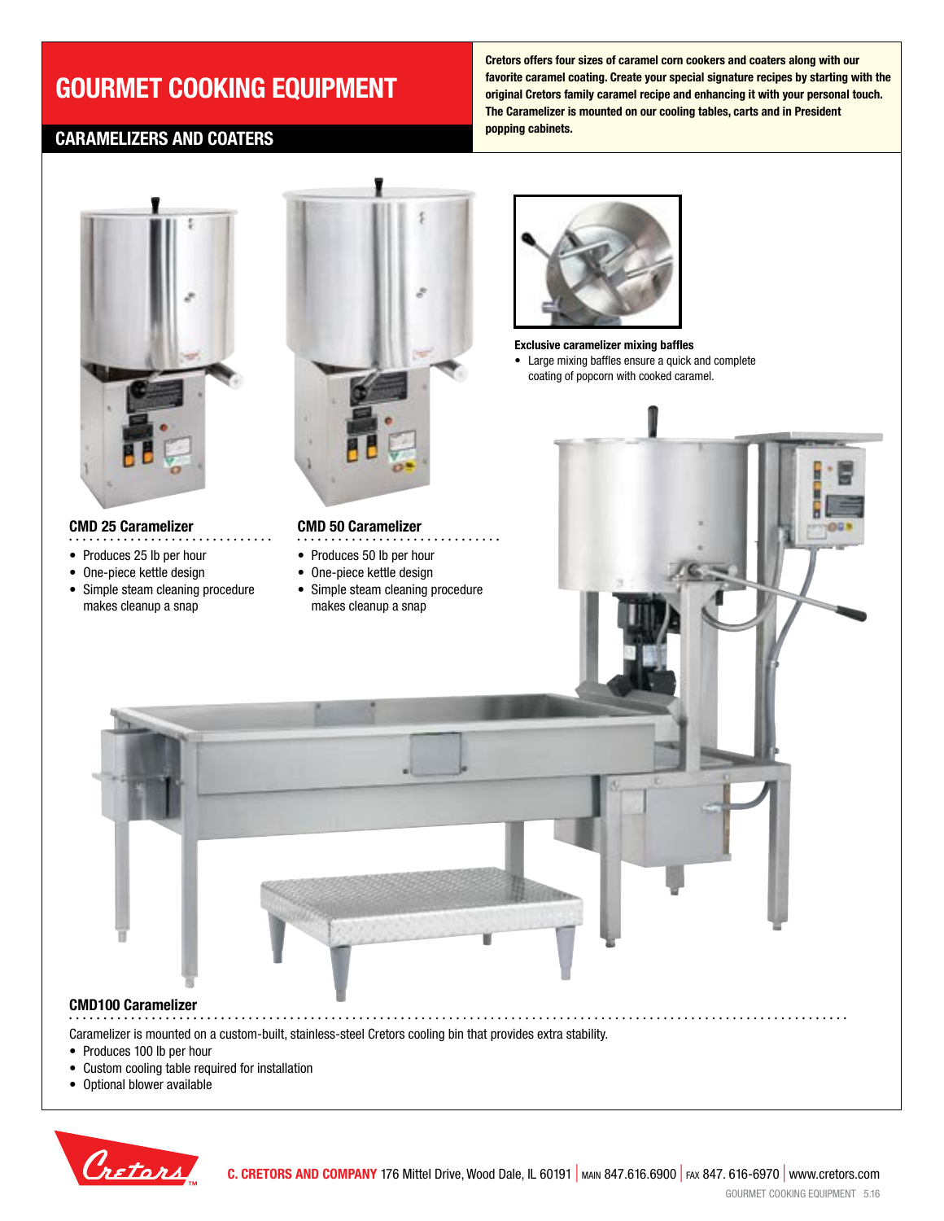# GOURMET COOKING EQUIPMENT

## CARAMELIZERS AND COATERS

**Cretors offers four sizes of caramel corn cookers and coaters along with our favorite caramel coating. Create your special signature recipes by starting with the original Cretors family caramel recipe and enhancing it with your personal touch. The Caramelizer is mounted on our cooling tables, carts and in President popping cabinets.**

**Exclusive caramelizer mixing baffles**

- Large mixing baffles ensure a quick and complete coating of popcorn with cooked caramel.

### CMD 25 Caramelizer

- Produces 25 lb per hour
- One-piece kettle design
- Simple steam cleaning procedure makes cleanup a snap

### CMD 50 Caramelizer

- Produces 50 lb per hour
- One-piece kettle design
- Simple steam cleaning procedure makes cleanup a snap

### CMD100 Caramelizer

Caramelizer is mounted on a custom-built, stainless-steel Cretors cooling bin that provides extra stability.

- Produces 100 lb per hour
- Custom cooling table required for installation
- Optional blower available

**C. CRETORS AND COMPANY** 176 Mittel Drive, Wood Dale, IL 60191 | MAIN 847.616.6900 | FAX 847. 616-6970 | www.cretors.com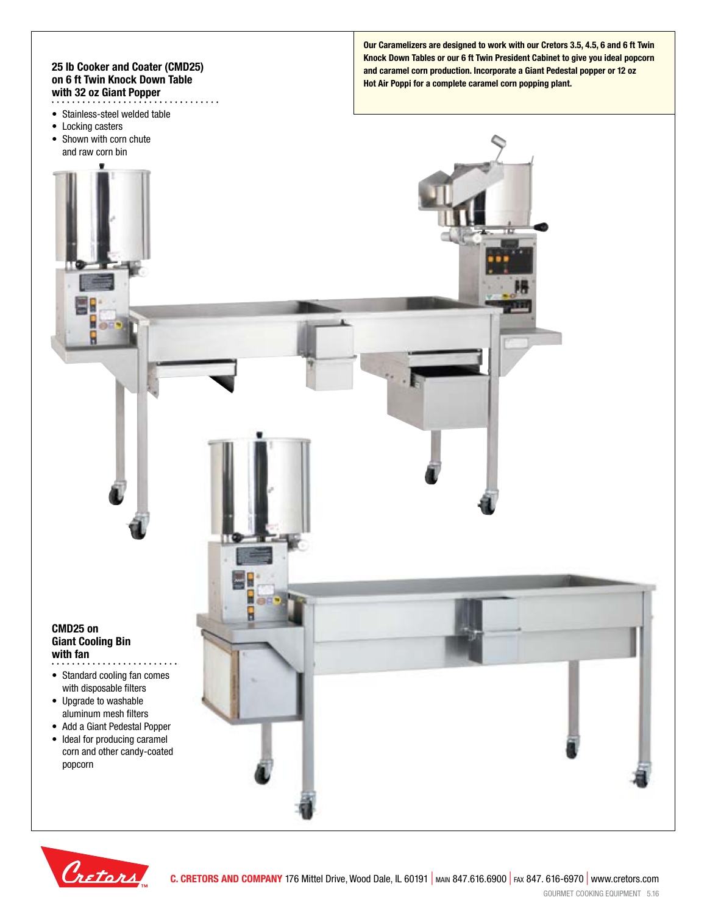Our Caramelizers are designed to work with our Cretors 3.5, 4.5, 6 and 6 ft Twin Knock Down Tables or our 6 ft Twin President Cabinet to give you ideal popcorn and caramel corn production. Incorporate a Giant Pedestal popper or 12 oz Hot Air Poppi for a complete caramel corn popping plant.

### 25 lb Cooker and Coater (CMD25) on 6 ft Twin Knock Down Table with 32 oz Giant Popper

- Stainless-steel welded table
- Locking casters
- Shown with corn chute and raw corn bin

### CMD25 on Giant Cooling Bin with fan

- Standard cooling fan comes with disposable filters
- Upgrade to washable aluminum mesh filters
- Add a Giant Pedestal Popper
- Ideal for producing caramel corn and other candy-coated popcorn

**C. CRETORS AND COMPANY** 176 Mittel Drive, Wood Dale, IL 60191 | MAIN 847.616.6900 | FAX 847. 616-6970 | www.cretors.com

GOURMET COOKING EQUIPMENT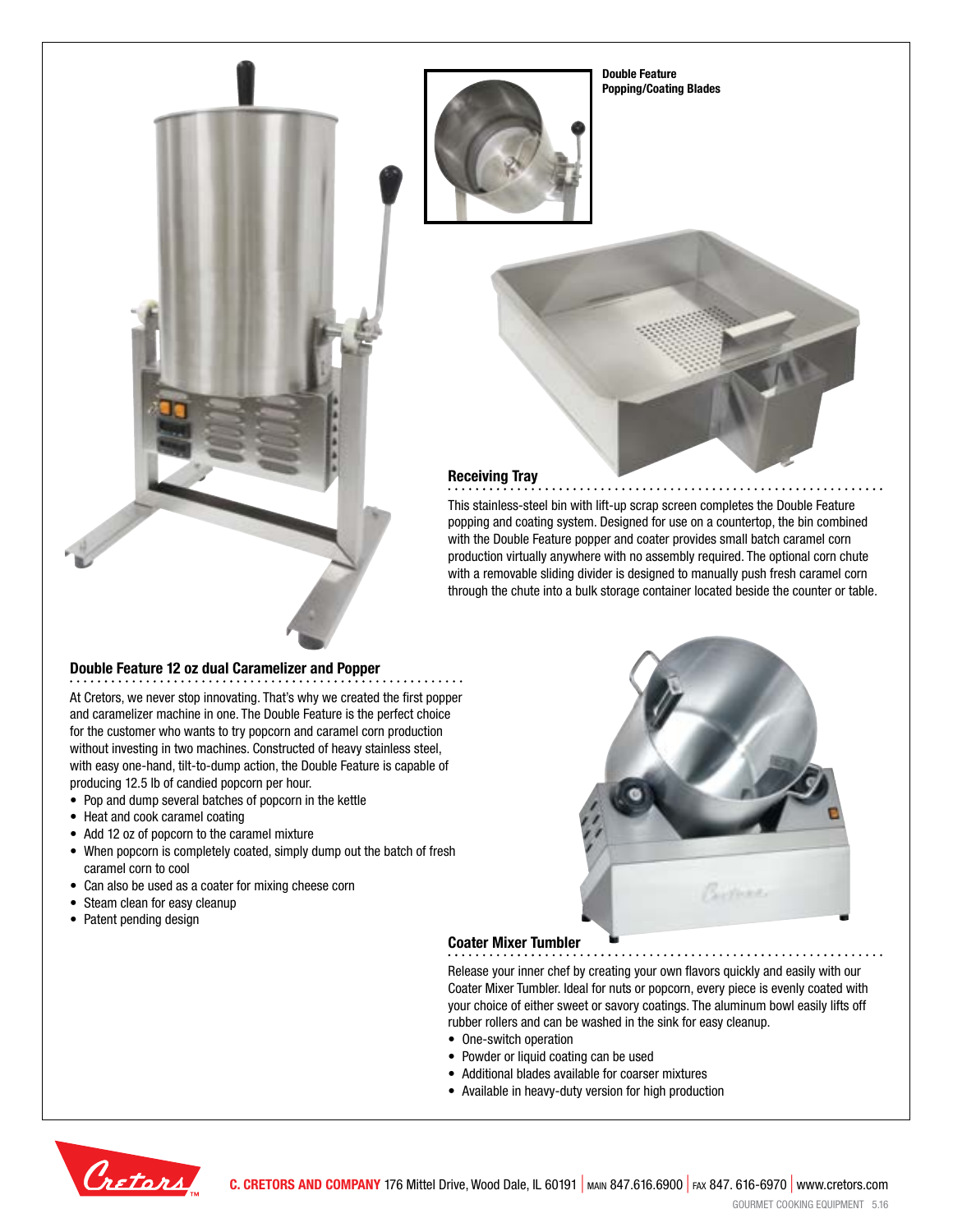**Double Feature Popping/Coating Blades**

## Receiving Tray

This stainless-steel bin with lift-up scrap screen completes the Double Feature popping and coating system. Designed for use on a countertop, the bin combined with the Double Feature popper and coater provides small batch caramel corn production virtually anywhere with no assembly required. The optional corn chute with a removable sliding divider is designed to manually push fresh caramel corn through the chute into a bulk storage container located beside the counter or table.

## Double Feature 12 oz dual Caramelizer and Popper

At Cretors, we never stop innovating. That's why we created the first popper and caramelizer machine in one. The Double Feature is the perfect choice for the customer who wants to try popcorn and caramel corn production without investing in two machines. Constructed of heavy stainless steel, with easy one-hand, tilt-to-dump action, the Double Feature is capable of producing 12.5 lb of candied popcorn per hour.

- Pop and dump several batches of popcorn in the kettle
- Heat and cook caramel coating
- Add 12 oz of popcorn to the caramel mixture
- When popcorn is completely coated, simply dump out the batch of fresh caramel corn to cool
- Can also be used as a coater for mixing cheese corn
- Steam clean for easy cleanup
- Patent pending design

## Coater Mixer Tumbler

Release your inner chef by creating your own flavors quickly and easily with our Coater Mixer Tumbler. Ideal for nuts or popcorn, every piece is evenly coated with your choice of either sweet or savory coatings. The aluminum bowl easily lifts off rubber rollers and can be washed in the sink for easy cleanup.

- One-switch operation
- Powder or liquid coating can be used
- Additional blades available for coarser mixtures
- Available in heavy-duty version for high production

**C. CRETORS AND COMPANY** 176 Mittel Drive, Wood Dale, IL 60191 | MAIN 847.616.6900 | FAX 847. 616-6970 | www.cretors.com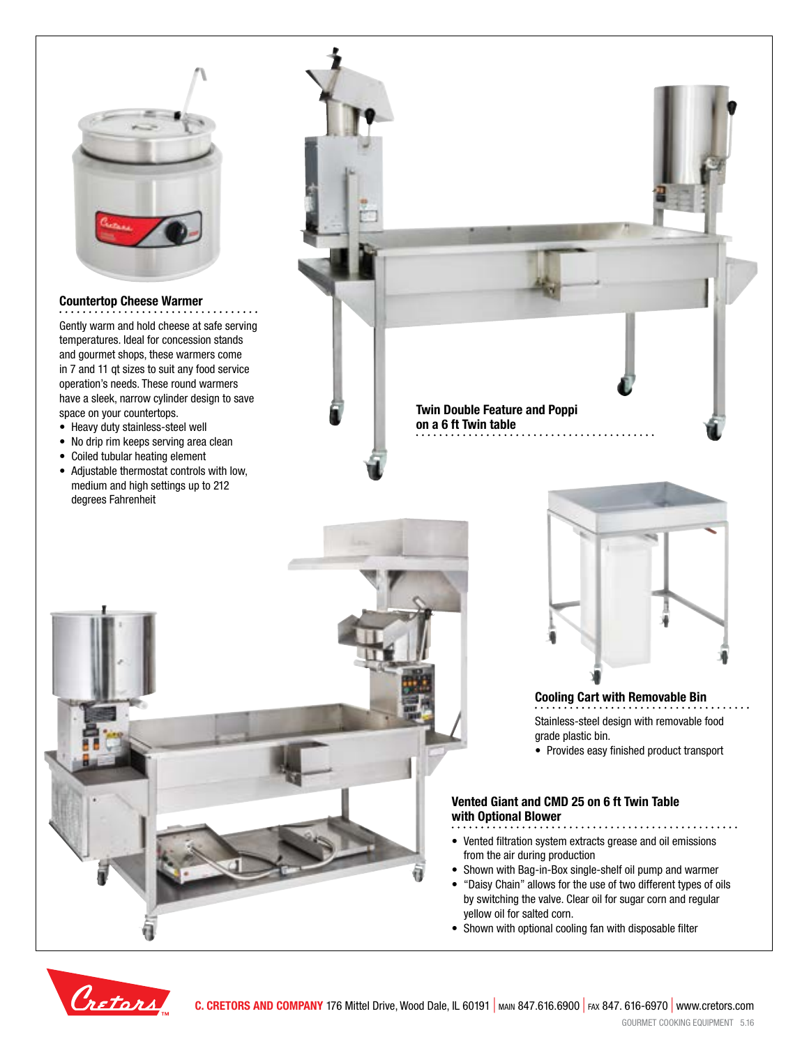### Countertop Cheese Warmer

Gently warm and hold cheese at safe serving temperatures. Ideal for concession stands and gourmet shops, these warmers come in 7 and 11 qt sizes to suit any food service operation's needs. These round warmers have a sleek, narrow cylinder design to save space on your countertops.

- Heavy duty stainless-steel well
- No drip rim keeps serving area clean
- Coiled tubular heating element
- Adjustable thermostat controls with low, medium and high settings up to 212 degrees Fahrenheit

### Twin Double Feature and Poppi on a 6 ft Twin table

### Cooling Cart with Removable Bin

Stainless-steel design with removable food grade plastic bin.

- Provides easy finished product transport

### Vented Giant and CMD 25 on 6 ft Twin Table with Optional Blower

- Vented filtration system extracts grease and oil emissions from the air during production
- Shown with Bag-in-Box single-shelf oil pump and warmer
- "Daisy Chain" allows for the use of two different types of oils by switching the valve. Clear oil for sugar corn and regular yellow oil for salted corn.
- Shown with optional cooling fan with disposable filter

**C. CRETORS AND COMPANY** 176 Mittel Drive, Wood Dale, IL 60191 | MAIN 847.616.6900 | FAX 847. 616-6970 | www.cretors.com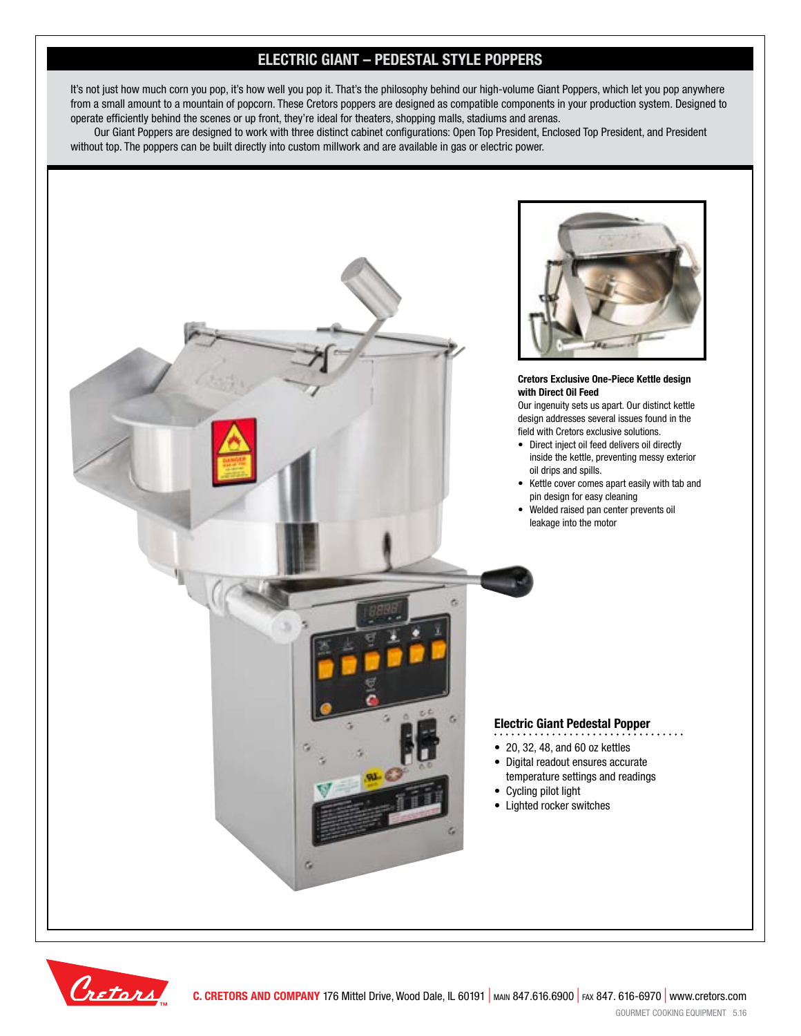# ELECTRIC GIANT – PEDESTAL STYLE POPPERS

It's not just how much corn you pop, it's how well you pop it. That's the philosophy behind our high-volume Giant Poppers, which let you pop anywhere from a small amount to a mountain of popcorn. These Cretors poppers are designed as compatible components in your production system. Designed to operate efficiently behind the scenes or up front, they're ideal for theaters, shopping malls, stadiums and arenas.

Our Giant Poppers are designed to work with three distinct cabinet configurations: Open Top President, Enclosed Top President, and President without top. The poppers can be built directly into custom millwork and are available in gas or electric power.

**Cretors Exclusive One-Piece Kettle design with Direct Oil Feed**

Our ingenuity sets us apart. Our distinct kettle design addresses several issues found in the field with Cretors exclusive solutions.

- Direct inject oil feed delivers oil directly inside the kettle, preventing messy exterior oil drips and spills.
- Kettle cover comes apart easily with tab and pin design for easy cleaning
- Welded raised pan center prevents oil leakage into the motor

## Electric Giant Pedestal Popper

- 20, 32, 48, and 60 oz kettles
- Digital readout ensures accurate temperature settings and readings
- Cycling pilot light
- Lighted rocker switches

**C. CRETORS AND COMPANY** 176 Mittel Drive, Wood Dale, IL 60191 | MAIN 847.616.6900 | FAX 847. 616-6970 | www.cretors.com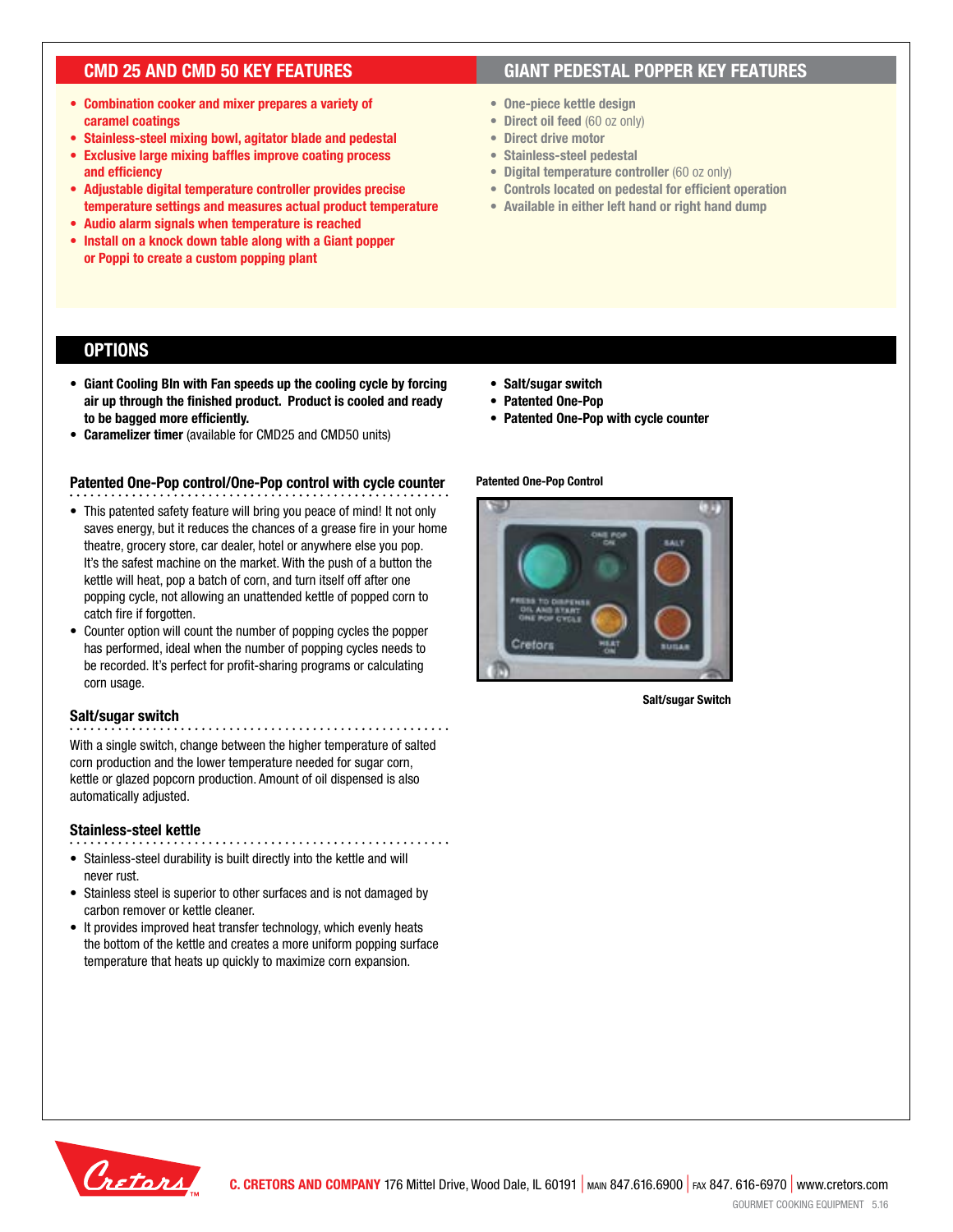## CMD 25 AND CMD 50 KEY FEATURES

- **Combination cooker and mixer prepares a variety of caramel coatings**
- **Stainless-steel mixing bowl, agitator blade and pedestal**
- **Exclusive large mixing baffles improve coating process and efficiency**
- **Adjustable digital temperature controller provides precise temperature settings and measures actual product temperature**
- **Audio alarm signals when temperature is reached**
- **Install on a knock down table along with a Giant popper or Poppi to create a custom popping plant**

## GIANT PEDESTAL POPPER KEY FEATURES

- **One-piece kettle design**
- **Direct oil feed** (60 oz only)
- **Direct drive motor**
- **Stainless-steel pedestal**
- **Digital temperature controller** (60 oz only)
- **Controls located on pedestal for efficient operation**
- **Available in either left hand or right hand dump**

## OPTIONS

- **Giant Cooling BIn with Fan speeds up the cooling cycle by forcing air up through the finished product. Product is cooled and ready to be bagged more efficiently.**
- **Caramelizer timer** (available for CMD25 and CMD50 units)
- **Salt/sugar switch**
- **Patented One-Pop**
- **Patented One-Pop with cycle counter**

### Patented One-Pop control/One-Pop control with cycle counter

- This patented safety feature will bring you peace of mind! It not only saves energy, but it reduces the chances of a grease fire in your home theatre, grocery store, car dealer, hotel or anywhere else you pop. It's the safest machine on the market. With the push of a button the kettle will heat, pop a batch of corn, and turn itself off after one popping cycle, not allowing an unattended kettle of popped corn to catch fire if forgotten.
- Counter option will count the number of popping cycles the popper has performed, ideal when the number of popping cycles needs to be recorded. It's perfect for profit-sharing programs or calculating corn usage.

**Patented One-Pop Control**

**Salt/sugar Switch**

### Salt/sugar switch

With a single switch, change between the higher temperature of salted corn production and the lower temperature needed for sugar corn, kettle or glazed popcorn production. Amount of oil dispensed is also automatically adjusted.

### Stainless-steel kettle

- Stainless-steel durability is built directly into the kettle and will never rust.
- Stainless steel is superior to other surfaces and is not damaged by carbon remover or kettle cleaner.
- It provides improved heat transfer technology, which evenly heats the bottom of the kettle and creates a more uniform popping surface temperature that heats up quickly to maximize corn expansion.

**C. CRETORS AND COMPANY** 176 Mittel Drive, Wood Dale, IL 60191 | MAIN 847.616.6900 | FAX 847. 616-6970 | www.cretors.com

GOURMET COOKING EQUIPMENT 5.16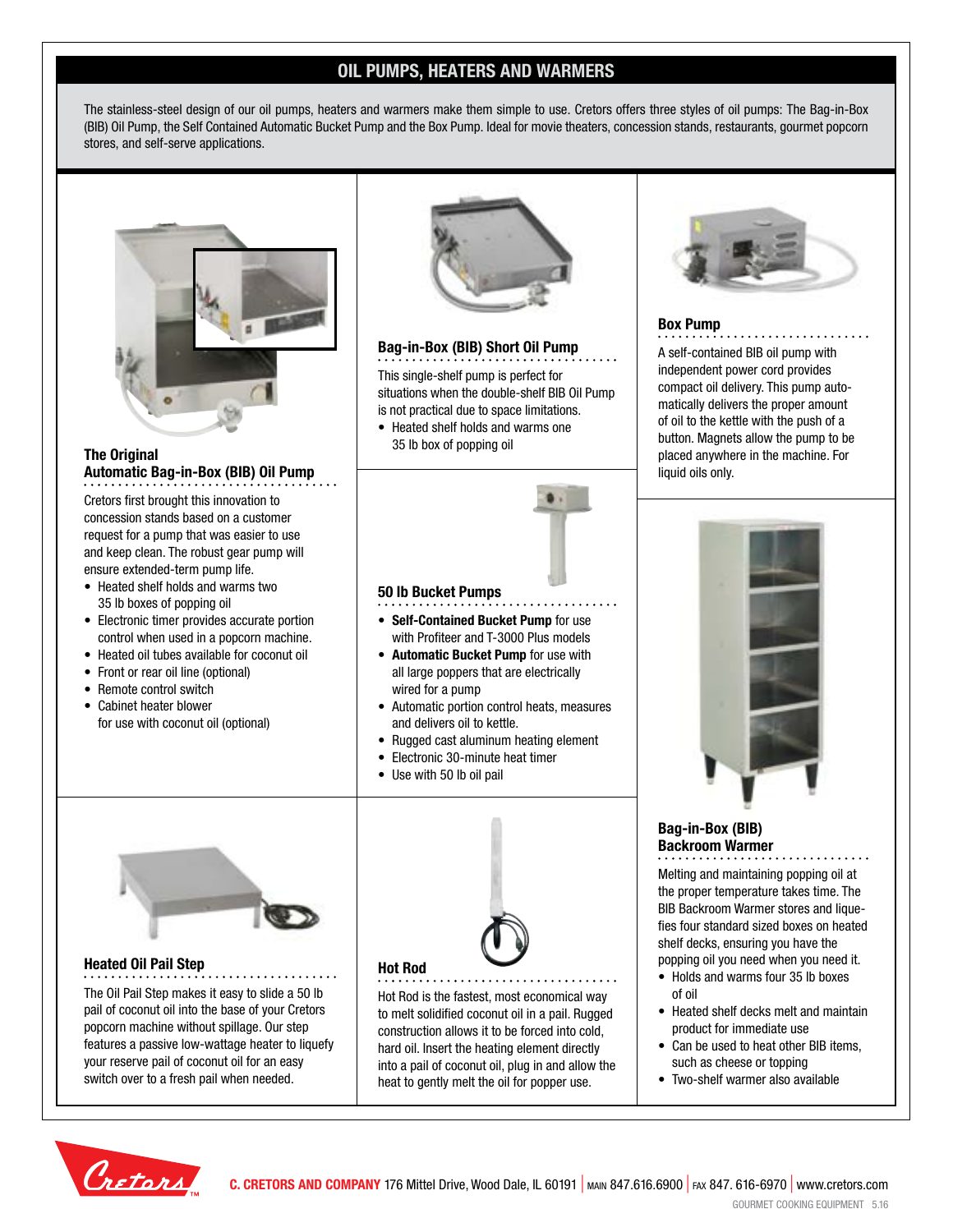# OIL PUMPS, HEATERS AND WARMERS

The stainless-steel design of our oil pumps, heaters and warmers make them simple to use. Cretors offers three styles of oil pumps: The Bag-in-Box (BIB) Oil Pump, the Self Contained Automatic Bucket Pump and the Box Pump. Ideal for movie theaters, concession stands, restaurants, gourmet popcorn stores, and self-serve applications.

## The Original Automatic Bag-in-Box (BIB) Oil Pump

Cretors first brought this innovation to concession stands based on a customer request for a pump that was easier to use and keep clean. The robust gear pump will ensure extended-term pump life.

- Heated shelf holds and warms two 35 lb boxes of popping oil
- Electronic timer provides accurate portion control when used in a popcorn machine.
- Heated oil tubes available for coconut oil
- Front or rear oil line (optional)
- Remote control switch
- Cabinet heater blower for use with coconut oil (optional)

## Bag-in-Box (BIB) Short Oil Pump

This single-shelf pump is perfect for situations when the double-shelf BIB Oil Pump is not practical due to space limitations.

- Heated shelf holds and warms one 35 lb box of popping oil

## Box Pump

A self-contained BIB oil pump with independent power cord provides compact oil delivery. This pump automatically delivers the proper amount of oil to the kettle with the push of a button. Magnets allow the pump to be placed anywhere in the machine. For liquid oils only.

## 50 lb Bucket Pumps

- **Self-Contained Bucket Pump** for use with Profiteer and T-3000 Plus models
- **Automatic Bucket Pump** for use with all large poppers that are electrically wired for a pump
- Automatic portion control heats, measures and delivers oil to kettle.
- Rugged cast aluminum heating element
- Electronic 30-minute heat timer
- Use with 50 lb oil pail

## Heated Oil Pail Step

The Oil Pail Step makes it easy to slide a 50 lb pail of coconut oil into the base of your Cretors popcorn machine without spillage. Our step features a passive low-wattage heater to liquefy your reserve pail of coconut oil for an easy switch over to a fresh pail when needed.

## Hot Rod

Hot Rod is the fastest, most economical way to melt solidified coconut oil in a pail. Rugged construction allows it to be forced into cold, hard oil. Insert the heating element directly into a pail of coconut oil, plug in and allow the heat to gently melt the oil for popper use.

## Bag-in-Box (BIB) Backroom Warmer

Melting and maintaining popping oil at the proper temperature takes time. The BIB Backroom Warmer stores and liquefies four standard sized boxes on heated shelf decks, ensuring you have the popping oil you need when you need it.

- Holds and warms four 35 lb boxes of oil
- Heated shelf decks melt and maintain product for immediate use
- Can be used to heat other BIB items, such as cheese or topping
- Two-shelf warmer also available

**C. CRETORS AND COMPANY** 176 Mittel Drive, Wood Dale, IL 60191 | MAIN 847.616.6900 | FAX 847. 616-6970 | www.cretors.com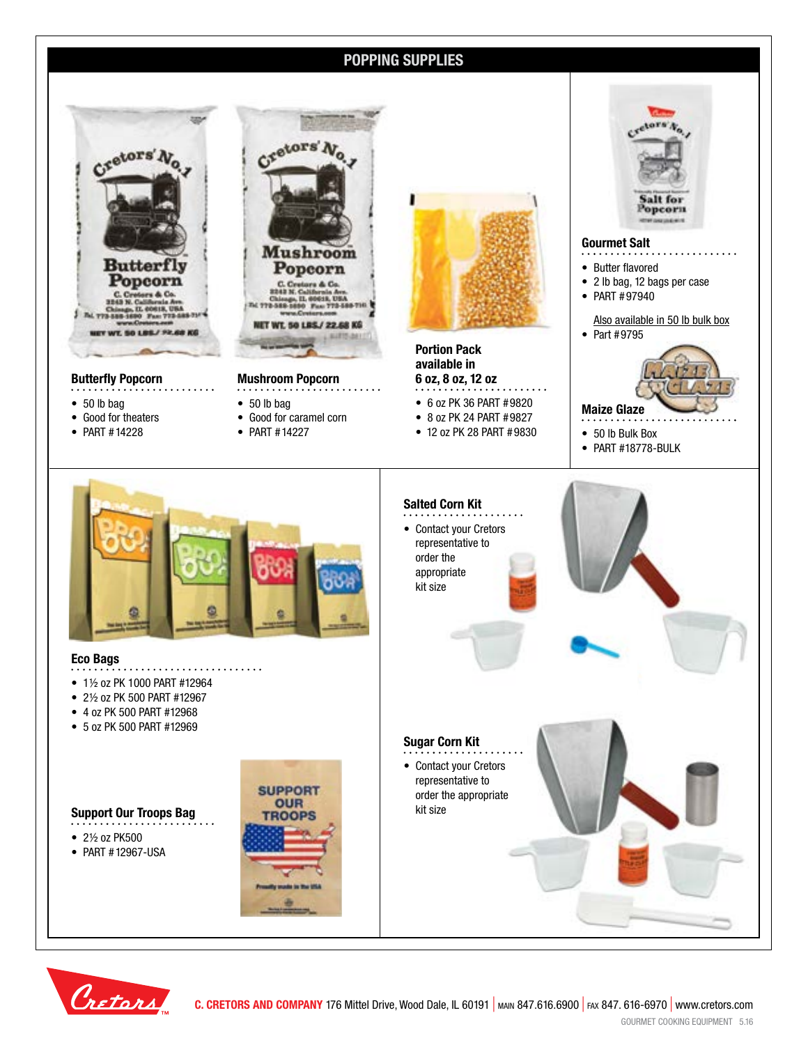# POPPING SUPPLIES

### Butterfly Popcorn

- 50 lb bag
- Good for theaters
- PART #14228

### Mushroom Popcorn

- 50 lb bag
- Good for caramel corn
- PART #14227

### Portion Pack available in 6 oz, 8 oz, 12 oz

- 6 oz PK 36 PART #9820
- 8 oz PK 24 PART #9827
- 12 oz PK 28 PART #9830

### Gourmet Salt

- Butter flavored
- 2 lb bag, 12 bags per case
- PART #97940

Also available in 50 lb bulk box

- Part #9795

### Maize Glaze

- 50 lb Bulk Box
- PART #18778-BULK

### Eco Bags

- 1½ oz PK 1000 PART #12964
- 2½ oz PK 500 PART #12967
- 4 oz PK 500 PART #12968
- 5 oz PK 500 PART #12969

### Support Our Troops Bag

- 2½ oz PK500
- PART #12967-USA

### Salted Corn Kit

- Contact your Cretors representative to order the appropriate kit size

### Sugar Corn Kit

- Contact your Cretors representative to order the appropriate kit size

**C. CRETORS AND COMPANY** 176 Mittel Drive, Wood Dale, IL 60191 | MAIN 847.616.6900 | FAX 847. 616-6970 | www.cretors.com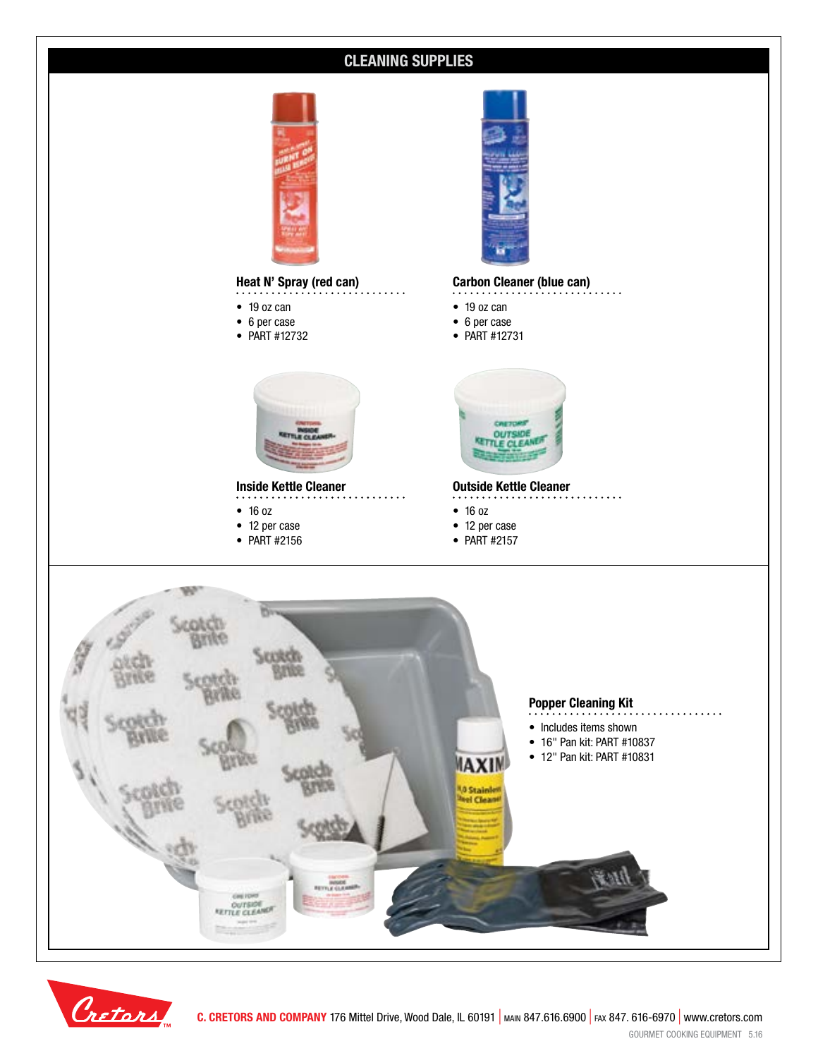# CLEANING SUPPLIES

### Heat N' Spray (red can)

- 19 oz can
- 6 per case
- PART #12732

### Carbon Cleaner (blue can)

- 19 oz can
- 6 per case
- PART #12731

### Inside Kettle Cleaner

- 16 oz
- 12 per case
- PART #2156

### Outside Kettle Cleaner

- 16 oz
- 12 per case
- PART #2157

### Popper Cleaning Kit

- Includes items shown
- 16" Pan kit: PART #10837
- 12" Pan kit: PART #10831

**C. CRETORS AND COMPANY** 176 Mittel Drive, Wood Dale, IL 60191 | MAIN 847.616.6900 | FAX 847. 616-6970 | www.cretors.com

GOURMET COOKING EQUIPMENT 5.16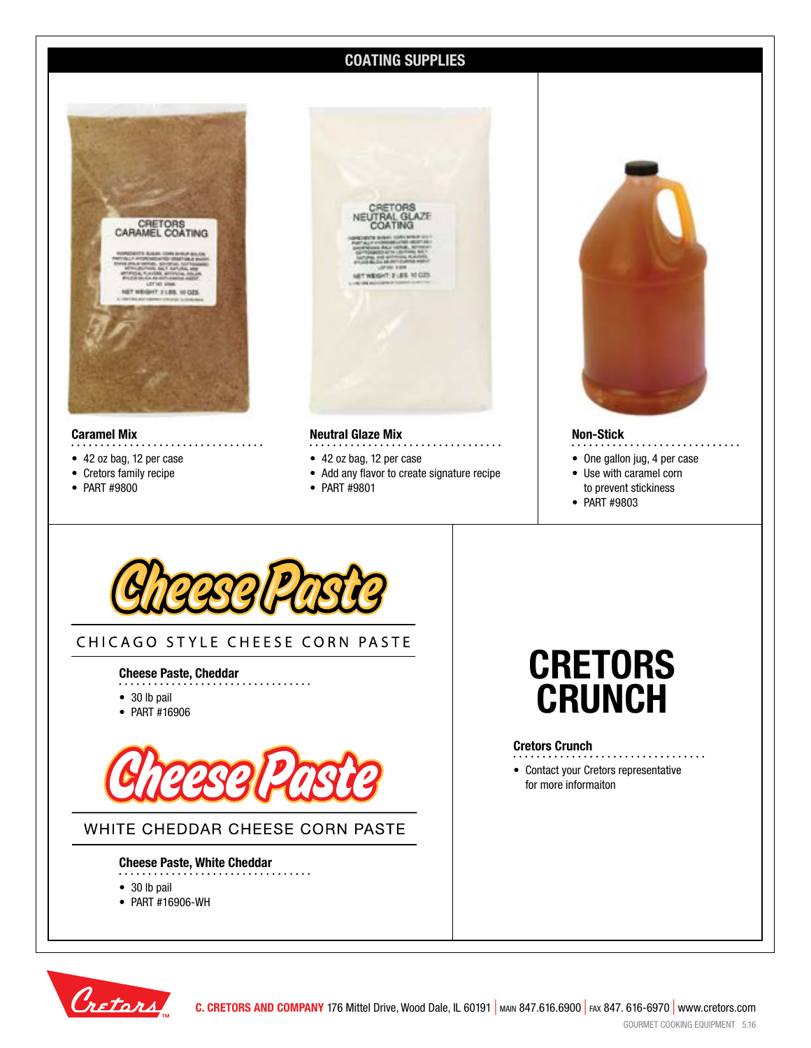## COATING SUPPLIES

### Caramel Mix

- 42 oz bag, 12 per case
- Cretors family recipe
- PART #9800

### Neutral Glaze Mix

- 42 oz bag, 12 per case
- Add any flavor to create signature recipe
- PART #9801

### Non-Stick

- One gallon jug, 4 per case
- Use with caramel corn to prevent stickiness
- PART #9803

## Cheese Paste

CHICAGO STYLE CHEESE CORN PASTE

### Cheese Paste, Cheddar

- 30 lb pail
- PART #16906

## Cheese Paste

WHITE CHEDDAR CHEESE CORN PASTE

### Cheese Paste, White Cheddar

- 30 lb pail
- PART #16906-WH

## CRETORS CRUNCH

### Cretors Crunch

- Contact your Cretors representative for more informaiton

**C. CRETORS AND COMPANY** 176 Mittel Drive, Wood Dale, IL 60191 | MAIN 847.616.6900 | FAX 847. 616-6970 | www.cretors.com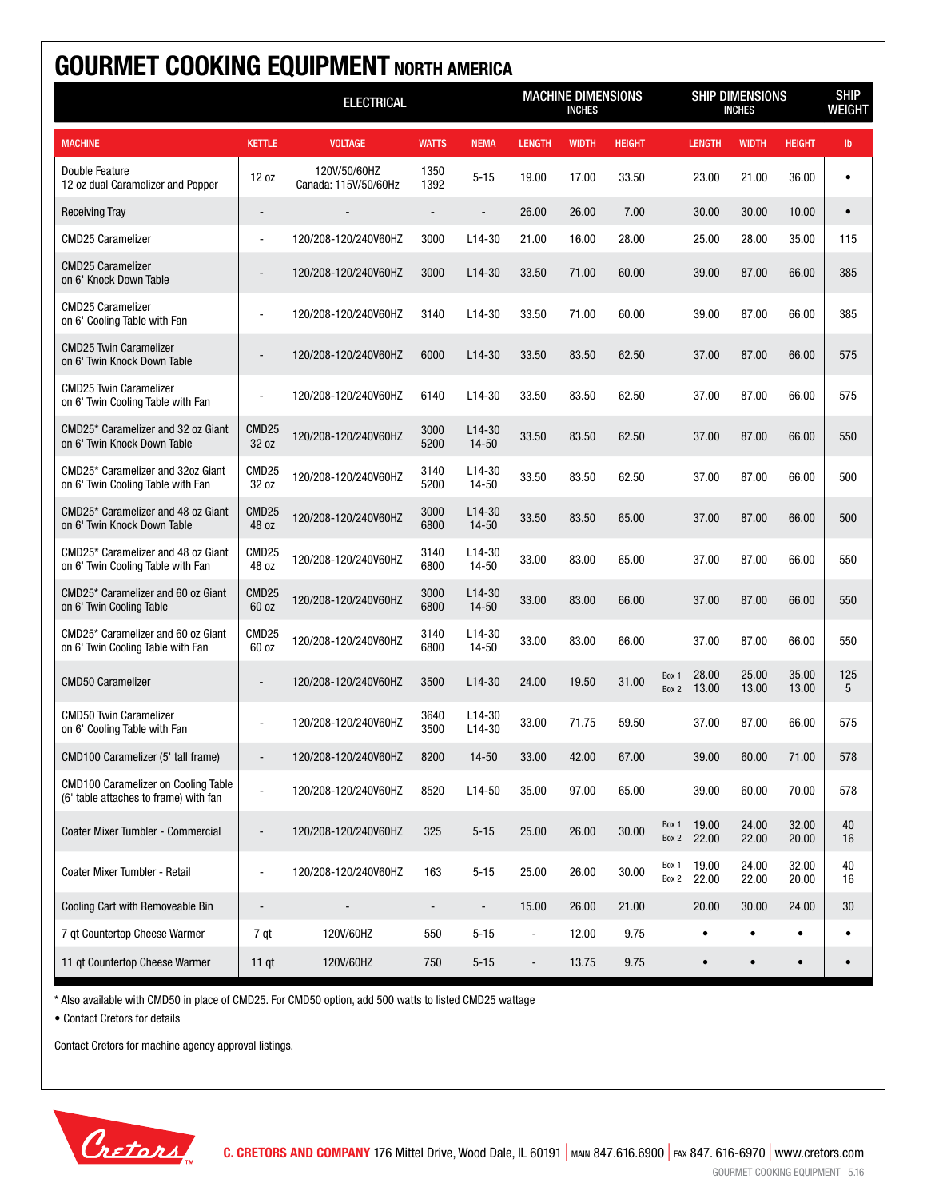# GOURMET COOKING EQUIPMENT NORTH AMERICA

| | ELECTRICAL | | | | MACHINE DIMENSIONS INCHES | | | SHIP DIMENSIONS INCHES | | | SHIP WEIGHT |
|---|---|---|---|---|---|---|---|---|---|---|---|
| MACHINE | KETTLE | VOLTAGE | WATTS | NEMA | LENGTH | WIDTH | HEIGHT | LENGTH | WIDTH | HEIGHT | lb |
| Double Feature 12 oz dual Caramelizer and Popper | 12 oz | 120V/50/60HZ Canada: 115V/50/60Hz | 1350 1392 | 5-15 | 19.00 | 17.00 | 33.50 | 23.00 | 21.00 | 36.00 | • |
| Receiving Tray | - | - | - | - | 26.00 | 26.00 | 7.00 | 30.00 | 30.00 | 10.00 | • |
| CMD25 Caramelizer | - | 120/208-120/240V60HZ | 3000 | L14-30 | 21.00 | 16.00 | 28.00 | 25.00 | 28.00 | 35.00 | 115 |
| CMD25 Caramelizer on 6' Knock Down Table | - | 120/208-120/240V60HZ | 3000 | L14-30 | 33.50 | 71.00 | 60.00 | 39.00 | 87.00 | 66.00 | 385 |
| CMD25 Caramelizer on 6' Cooling Table with Fan | - | 120/208-120/240V60HZ | 3140 | L14-30 | 33.50 | 71.00 | 60.00 | 39.00 | 87.00 | 66.00 | 385 |
| CMD25 Twin Caramelizer on 6' Twin Knock Down Table | - | 120/208-120/240V60HZ | 6000 | L14-30 | 33.50 | 83.50 | 62.50 | 37.00 | 87.00 | 66.00 | 575 |
| CMD25 Twin Caramelizer on 6' Twin Cooling Table with Fan | - | 120/208-120/240V60HZ | 6140 | L14-30 | 33.50 | 83.50 | 62.50 | 37.00 | 87.00 | 66.00 | 575 |
| CMD25* Caramelizer and 32 oz Giant on 6' Twin Knock Down Table | CMD25 32 oz | 120/208-120/240V60HZ | 3000 5200 | L14-30 14-50 | 33.50 | 83.50 | 62.50 | 37.00 | 87.00 | 66.00 | 550 |
| CMD25* Caramelizer and 32oz Giant on 6' Twin Cooling Table with Fan | CMD25 32 oz | 120/208-120/240V60HZ | 3140 5200 | L14-30 14-50 | 33.50 | 83.50 | 62.50 | 37.00 | 87.00 | 66.00 | 500 |
| CMD25* Caramelizer and 48 oz Giant on 6' Twin Knock Down Table | CMD25 48 oz | 120/208-120/240V60HZ | 3000 6800 | L14-30 14-50 | 33.50 | 83.50 | 65.00 | 37.00 | 87.00 | 66.00 | 500 |
| CMD25* Caramelizer and 48 oz Giant on 6' Twin Cooling Table with Fan | CMD25 48 oz | 120/208-120/240V60HZ | 3140 6800 | L14-30 14-50 | 33.00 | 83.00 | 65.00 | 37.00 | 87.00 | 66.00 | 550 |
| CMD25* Caramelizer and 60 oz Giant on 6' Twin Cooling Table | CMD25 60 oz | 120/208-120/240V60HZ | 3000 6800 | L14-30 14-50 | 33.00 | 83.00 | 66.00 | 37.00 | 87.00 | 66.00 | 550 |
| CMD25* Caramelizer and 60 oz Giant on 6' Twin Cooling Table with Fan | CMD25 60 oz | 120/208-120/240V60HZ | 3140 6800 | L14-30 14-50 | 33.00 | 83.00 | 66.00 | 37.00 | 87.00 | 66.00 | 550 |
| CMD50 Caramelizer | - | 120/208-120/240V60HZ | 3500 | L14-30 | 24.00 | 19.50 | 31.00 | Box 1 28.00 Box 2 13.00 | 25.00 13.00 | 35.00 13.00 | 125 5 |
| CMD50 Twin Caramelizer on 6' Cooling Table with Fan | - | 120/208-120/240V60HZ | 3640 3500 | L14-30 L14-30 | 33.00 | 71.75 | 59.50 | 37.00 | 87.00 | 66.00 | 575 |
| CMD100 Caramelizer (5' tall frame) | - | 120/208-120/240V60HZ | 8200 | 14-50 | 33.00 | 42.00 | 67.00 | 39.00 | 60.00 | 71.00 | 578 |
| CMD100 Caramelizer on Cooling Table (6' table attaches to frame) with fan | - | 120/208-120/240V60HZ | 8520 | L14-50 | 35.00 | 97.00 | 65.00 | 39.00 | 60.00 | 70.00 | 578 |
| Coater Mixer Tumbler - Commercial | - | 120/208-120/240V60HZ | 325 | 5-15 | 25.00 | 26.00 | 30.00 | Box 1 19.00 Box 2 22.00 | 24.00 22.00 | 32.00 20.00 | 40 16 |
| Coater Mixer Tumbler - Retail | - | 120/208-120/240V60HZ | 163 | 5-15 | 25.00 | 26.00 | 30.00 | Box 1 19.00 Box 2 22.00 | 24.00 22.00 | 32.00 20.00 | 40 16 |
| Cooling Cart with Removeable Bin | - | - | - | - | 15.00 | 26.00 | 21.00 | 20.00 | 30.00 | 24.00 | 30 |
| 7 qt Countertop Cheese Warmer | 7 qt | 120V/60HZ | 550 | 5-15 | - | 12.00 | 9.75 | • | • | • | • |
| 11 qt Countertop Cheese Warmer | 11 qt | 120V/60HZ | 750 | 5-15 | - | 13.75 | 9.75 | • | • | • | • |

* Also available with CMD50 in place of CMD25. For CMD50 option, add 500 watts to listed CMD25 wattage

• Contact Cretors for details

Contact Cretors for machine agency approval listings.

C. CRETORS AND COMPANY 176 Mittel Drive, Wood Dale, IL 60191 | MAIN 847.616.6900 | FAX 847. 616-6970 | www.cretors.com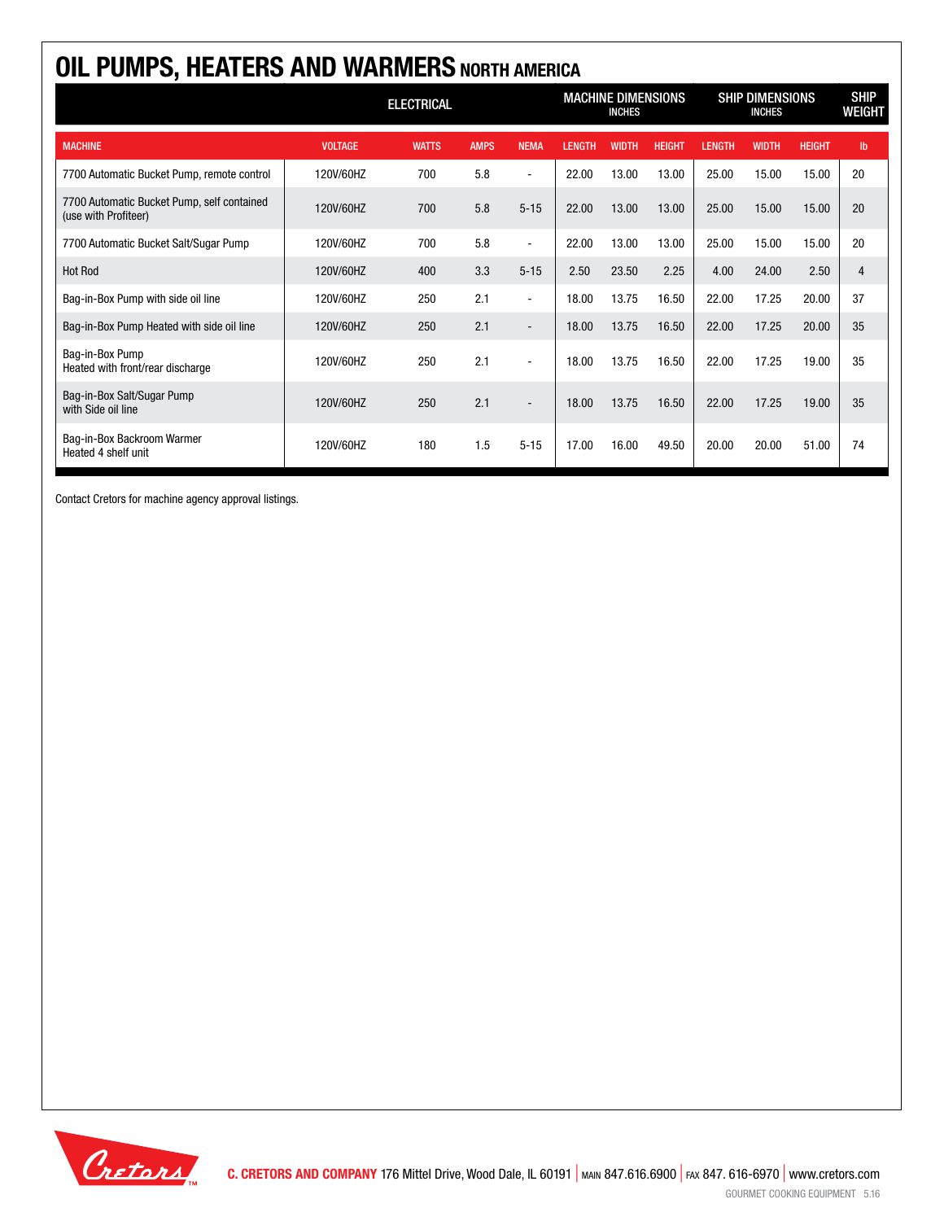# OIL PUMPS, HEATERS AND WARMERS NORTH AMERICA

| | ELECTRICAL | | | | MACHINE DIMENSIONS INCHES | | | SHIP DIMENSIONS INCHES | | | SHIP WEIGHT |
|---|---|---|---|---|---|---|---|---|---|---|---|
| MACHINE | VOLTAGE | WATTS | AMPS | NEMA | LENGTH | WIDTH | HEIGHT | LENGTH | WIDTH | HEIGHT | lb |
| 7700 Automatic Bucket Pump, remote control | 120V/60HZ | 700 | 5.8 | - | 22.00 | 13.00 | 13.00 | 25.00 | 15.00 | 15.00 | 20 |
| 7700 Automatic Bucket Pump, self contained (use with Profiteer) | 120V/60HZ | 700 | 5.8 | 5-15 | 22.00 | 13.00 | 13.00 | 25.00 | 15.00 | 15.00 | 20 |
| 7700 Automatic Bucket Salt/Sugar Pump | 120V/60HZ | 700 | 5.8 | - | 22.00 | 13.00 | 13.00 | 25.00 | 15.00 | 15.00 | 20 |
| Hot Rod | 120V/60HZ | 400 | 3.3 | 5-15 | 2.50 | 23.50 | 2.25 | 4.00 | 24.00 | 2.50 | 4 |
| Bag-in-Box Pump with side oil line | 120V/60HZ | 250 | 2.1 | - | 18.00 | 13.75 | 16.50 | 22.00 | 17.25 | 20.00 | 37 |
| Bag-in-Box Pump Heated with side oil line | 120V/60HZ | 250 | 2.1 | - | 18.00 | 13.75 | 16.50 | 22.00 | 17.25 | 20.00 | 35 |
| Bag-in-Box Pump Heated with front/rear discharge | 120V/60HZ | 250 | 2.1 | - | 18.00 | 13.75 | 16.50 | 22.00 | 17.25 | 19.00 | 35 |
| Bag-in-Box Salt/Sugar Pump with Side oil line | 120V/60HZ | 250 | 2.1 | - | 18.00 | 13.75 | 16.50 | 22.00 | 17.25 | 19.00 | 35 |
| Bag-in-Box Backroom Warmer Heated 4 shelf unit | 120V/60HZ | 180 | 1.5 | 5-15 | 17.00 | 16.00 | 49.50 | 20.00 | 20.00 | 51.00 | 74 |

Contact Cretors for machine agency approval listings.

**C. CRETORS AND COMPANY** 176 Mittel Drive, Wood Dale, IL 60191 | MAIN 847.616.6900 | FAX 847. 616-6970 | www.cretors.com

GOURMET COOKING EQUIPMENT 5.16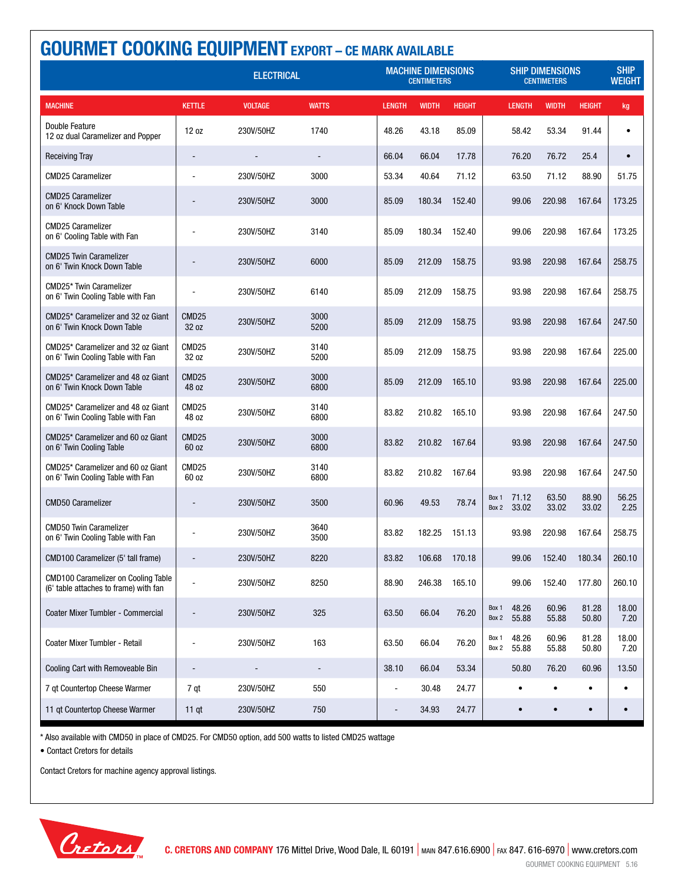# GOURMET COOKING EQUIPMENT EXPORT – CE MARK AVAILABLE

| MACHINE | ELECTRICAL | | | MACHINE DIMENSIONS CENTIMETERS | | | SHIP DIMENSIONS CENTIMETERS | | | | SHIP WEIGHT |
|---|---|---|---|---|---|---|---|---|---|---|---|
| | KETTLE | VOLTAGE | WATTS | LENGTH | WIDTH | HEIGHT | | LENGTH | WIDTH | HEIGHT | kg |
| Double Feature 12 oz dual Caramelizer and Popper | 12 oz | 230V/50HZ | 1740 | 48.26 | 43.18 | 85.09 | | 58.42 | 53.34 | 91.44 | • |
| Receiving Tray | - | - | - | 66.04 | 66.04 | 17.78 | | 76.20 | 76.72 | 25.4 | • |
| CMD25 Caramelizer | - | 230V/50HZ | 3000 | 53.34 | 40.64 | 71.12 | | 63.50 | 71.12 | 88.90 | 51.75 |
| CMD25 Caramelizer on 6' Knock Down Table | - | 230V/50HZ | 3000 | 85.09 | 180.34 | 152.40 | | 99.06 | 220.98 | 167.64 | 173.25 |
| CMD25 Caramelizer on 6' Cooling Table with Fan | - | 230V/50HZ | 3140 | 85.09 | 180.34 | 152.40 | | 99.06 | 220.98 | 167.64 | 173.25 |
| CMD25 Twin Caramelizer on 6' Twin Knock Down Table | - | 230V/50HZ | 6000 | 85.09 | 212.09 | 158.75 | | 93.98 | 220.98 | 167.64 | 258.75 |
| CMD25* Twin Caramelizer on 6' Twin Cooling Table with Fan | - | 230V/50HZ | 6140 | 85.09 | 212.09 | 158.75 | | 93.98 | 220.98 | 167.64 | 258.75 |
| CMD25* Caramelizer and 32 oz Giant on 6' Twin Knock Down Table | CMD25 32 oz | 230V/50HZ | 3000 5200 | 85.09 | 212.09 | 158.75 | | 93.98 | 220.98 | 167.64 | 247.50 |
| CMD25* Caramelizer and 32 oz Giant on 6' Twin Cooling Table with Fan | CMD25 32 oz | 230V/50HZ | 3140 5200 | 85.09 | 212.09 | 158.75 | | 93.98 | 220.98 | 167.64 | 225.00 |
| CMD25* Caramelizer and 48 oz Giant on 6' Twin Knock Down Table | CMD25 48 oz | 230V/50HZ | 3000 6800 | 85.09 | 212.09 | 165.10 | | 93.98 | 220.98 | 167.64 | 225.00 |
| CMD25* Caramelizer and 48 oz Giant on 6' Twin Cooling Table with Fan | CMD25 48 oz | 230V/50HZ | 3140 6800 | 83.82 | 210.82 | 165.10 | | 93.98 | 220.98 | 167.64 | 247.50 |
| CMD25* Caramelizer and 60 oz Giant on 6' Twin Cooling Table | CMD25 60 oz | 230V/50HZ | 3000 6800 | 83.82 | 210.82 | 167.64 | | 93.98 | 220.98 | 167.64 | 247.50 |
| CMD25* Caramelizer and 60 oz Giant on 6' Twin Cooling Table with Fan | CMD25 60 oz | 230V/50HZ | 3140 6800 | 83.82 | 210.82 | 167.64 | | 93.98 | 220.98 | 167.64 | 247.50 |
| CMD50 Caramelizer | - | 230V/50HZ | 3500 | 60.96 | 49.53 | 78.74 | Box 1 Box 2 | 71.12 33.02 | 63.50 33.02 | 88.90 33.02 | 56.25 2.25 |
| CMD50 Twin Caramelizer on 6' Twin Cooling Table with Fan | - | 230V/50HZ | 3640 3500 | 83.82 | 182.25 | 151.13 | | 93.98 | 220.98 | 167.64 | 258.75 |
| CMD100 Caramelizer (5' tall frame) | - | 230V/50HZ | 8220 | 83.82 | 106.68 | 170.18 | | 99.06 | 152.40 | 180.34 | 260.10 |
| CMD100 Caramelizer on Cooling Table (6' table attaches to frame) with fan | - | 230V/50HZ | 8250 | 88.90 | 246.38 | 165.10 | | 99.06 | 152.40 | 177.80 | 260.10 |
| Coater Mixer Tumbler - Commercial | - | 230V/50HZ | 325 | 63.50 | 66.04 | 76.20 | Box 1 Box 2 | 48.26 55.88 | 60.96 55.88 | 81.28 50.80 | 18.00 7.20 |
| Coater Mixer Tumbler - Retail | - | 230V/50HZ | 163 | 63.50 | 66.04 | 76.20 | Box 1 Box 2 | 48.26 55.88 | 60.96 55.88 | 81.28 50.80 | 18.00 7.20 |
| Cooling Cart with Removeable Bin | - | - | - | 38.10 | 66.04 | 53.34 | | 50.80 | 76.20 | 60.96 | 13.50 |
| 7 qt Countertop Cheese Warmer | 7 qt | 230V/50HZ | 550 | - | 30.48 | 24.77 | | • | • | • | • |
| 11 qt Countertop Cheese Warmer | 11 qt | 230V/50HZ | 750 | - | 34.93 | 24.77 | | • | • | • | • |

* Also available with CMD50 in place of CMD25. For CMD50 option, add 500 watts to listed CMD25 wattage

• Contact Cretors for details

Contact Cretors for machine agency approval listings.

**C. CRETORS AND COMPANY** 176 Mittel Drive, Wood Dale, IL 60191 | MAIN 847.616.6900 | FAX 847. 616-6970 | www.cretors.com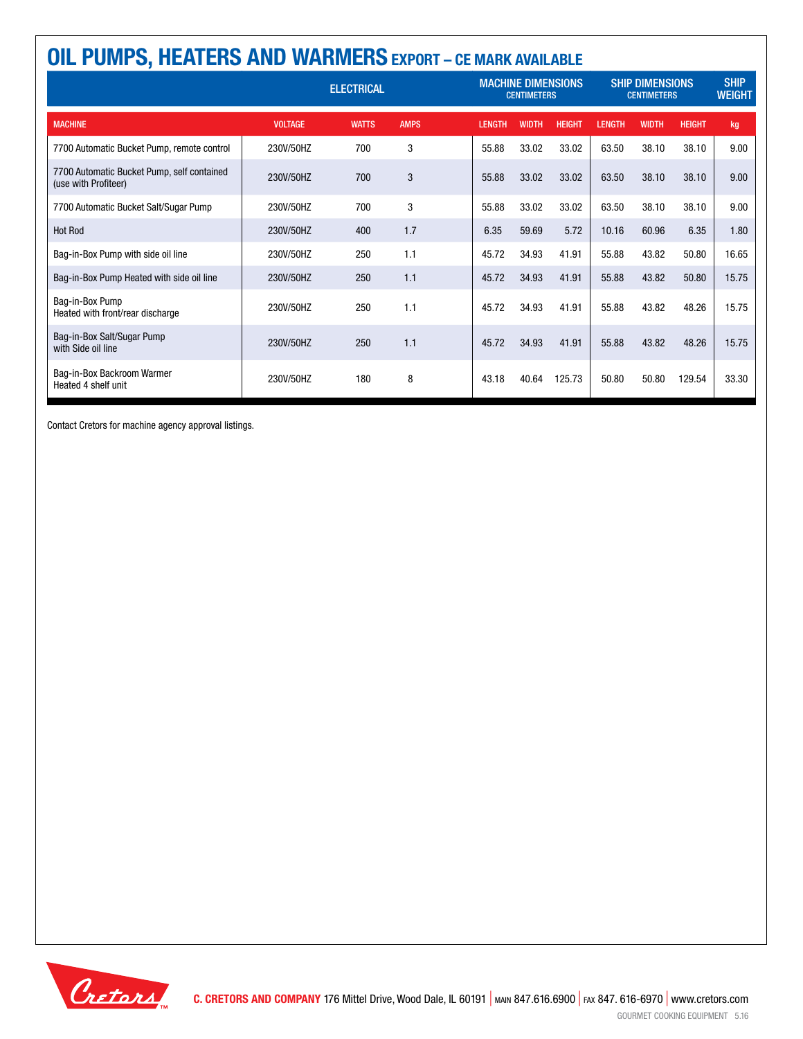# OIL PUMPS, HEATERS AND WARMERS EXPORT – CE MARK AVAILABLE

| | ELECTRICAL | | | MACHINE DIMENSIONS CENTIMETERS | | | SHIP DIMENSIONS CENTIMETERS | | | SHIP WEIGHT |
|---|---|---|---|---|---|---|---|---|---|---|
| MACHINE | VOLTAGE | WATTS | AMPS | LENGTH | WIDTH | HEIGHT | LENGTH | WIDTH | HEIGHT | kg |
| 7700 Automatic Bucket Pump, remote control | 230V/50HZ | 700 | 3 | 55.88 | 33.02 | 33.02 | 63.50 | 38.10 | 38.10 | 9.00 |
| 7700 Automatic Bucket Pump, self contained (use with Profiteer) | 230V/50HZ | 700 | 3 | 55.88 | 33.02 | 33.02 | 63.50 | 38.10 | 38.10 | 9.00 |
| 7700 Automatic Bucket Salt/Sugar Pump | 230V/50HZ | 700 | 3 | 55.88 | 33.02 | 33.02 | 63.50 | 38.10 | 38.10 | 9.00 |
| Hot Rod | 230V/50HZ | 400 | 1.7 | 6.35 | 59.69 | 5.72 | 10.16 | 60.96 | 6.35 | 1.80 |
| Bag-in-Box Pump with side oil line | 230V/50HZ | 250 | 1.1 | 45.72 | 34.93 | 41.91 | 55.88 | 43.82 | 50.80 | 16.65 |
| Bag-in-Box Pump Heated with side oil line | 230V/50HZ | 250 | 1.1 | 45.72 | 34.93 | 41.91 | 55.88 | 43.82 | 50.80 | 15.75 |
| Bag-in-Box Pump Heated with front/rear discharge | 230V/50HZ | 250 | 1.1 | 45.72 | 34.93 | 41.91 | 55.88 | 43.82 | 48.26 | 15.75 |
| Bag-in-Box Salt/Sugar Pump with Side oil line | 230V/50HZ | 250 | 1.1 | 45.72 | 34.93 | 41.91 | 55.88 | 43.82 | 48.26 | 15.75 |
| Bag-in-Box Backroom Warmer Heated 4 shelf unit | 230V/50HZ | 180 | 8 | 43.18 | 40.64 | 125.73 | 50.80 | 50.80 | 129.54 | 33.30 |

Contact Cretors for machine agency approval listings.

**C. CRETORS AND COMPANY** 176 Mittel Drive, Wood Dale, IL 60191 | MAIN 847.616.6900 | FAX 847. 616-6970 | www.cretors.com

GOURMET COOKING EQUIPMENT 5.16